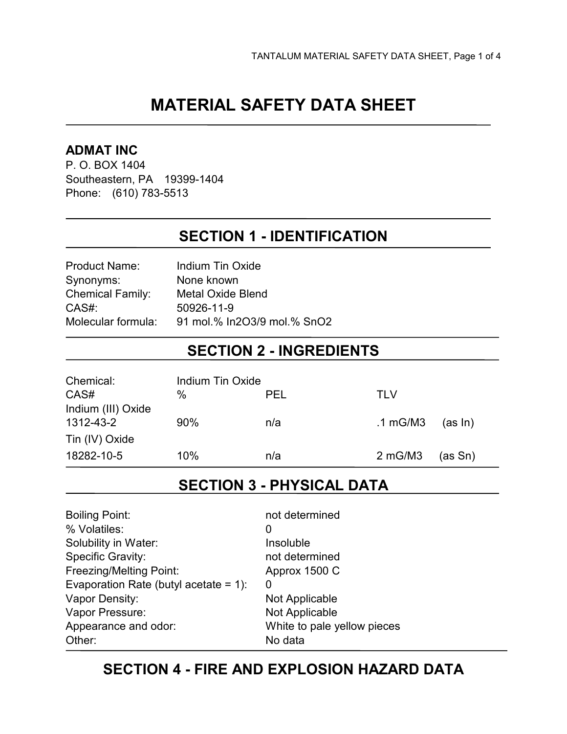# MATERIAL SAFETY DATA SHEET

**ADMAT INC**
P. O. BOX 1404
Southeastern, PA 19399-1404
Phone: (610) 783-5513

## SECTION 1 - IDENTIFICATION

| | |
|---|---|
| Product Name: | Indium Tin Oxide |
| Synonyms: | None known |
| Chemical Family: | Metal Oxide Blend |
| CAS#: | 50926-11-9 |
| Molecular formula: | 91 mol.% $In_2O_3$/9 mol.% $SnO_2$ |

## SECTION 2 - INGREDIENTS

Chemical: Indium Tin Oxide

| CAS# | % | PEL | TLV |
|---|---|---|---|
| Indium (III) Oxide | | | |
| 1312-43-2 | 90% | n/a | .1 mG/M3 (as In) |
| Tin (IV) Oxide | | | |
| 18282-10-5 | 10% | n/a | 2 mG/M3 (as Sn) |

## SECTION 3 - PHYSICAL DATA

| | |
|---|---|
| Boiling Point: | not determined |
| % Volatiles: | 0 |
| Solubility in Water: | Insoluble |
| Specific Gravity: | not determined |
| Freezing/Melting Point: | Approx 1500 C |
| Evaporation Rate (butyl acetate = 1): | 0 |
| Vapor Density: | Not Applicable |
| Vapor Pressure: | Not Applicable |
| Appearance and odor: | White to pale yellow pieces |
| Other: | No data |

## SECTION 4 - FIRE AND EXPLOSION HAZARD DATA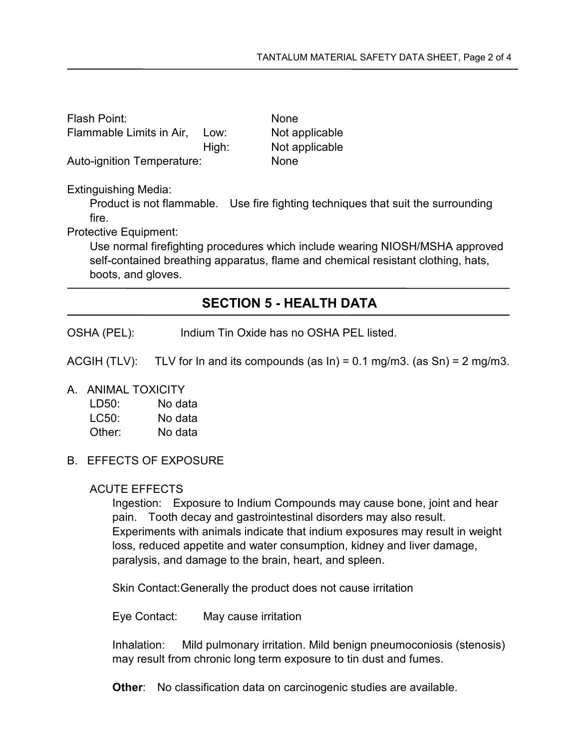Flash Point: None

Flammable Limits in Air, Low: Not applicable

High: Not applicable

Auto-ignition Temperature: None

Extinguishing Media:

Product is not flammable. Use fire fighting techniques that suit the surrounding fire.

Protective Equipment:

Use normal firefighting procedures which include wearing NIOSH/MSHA approved self-contained breathing apparatus, flame and chemical resistant clothing, hats, boots, and gloves.

## SECTION 5 - HEALTH DATA

OSHA (PEL): Indium Tin Oxide has no OSHA PEL listed.

ACGIH (TLV): TLV for In and its compounds (as In) = 0.1 mg/m3. (as Sn) = 2 mg/m3.

A. ANIMAL TOXICITY

LD50: No data

LC50: No data

Other: No data

B. EFFECTS OF EXPOSURE

ACUTE EFFECTS

Ingestion: Exposure to Indium Compounds may cause bone, joint and hear pain. Tooth decay and gastrointestinal disorders may also result. Experiments with animals indicate that indium exposures may result in weight loss, reduced appetite and water consumption, kidney and liver damage, paralysis, and damage to the brain, heart, and spleen.

Skin Contact: Generally the product does not cause irritation

Eye Contact: May cause irritation

Inhalation: Mild pulmonary irritation. Mild benign pneumoconiosis (stenosis) may result from chronic long term exposure to tin dust and fumes.

**Other**: No classification data on carcinogenic studies are available.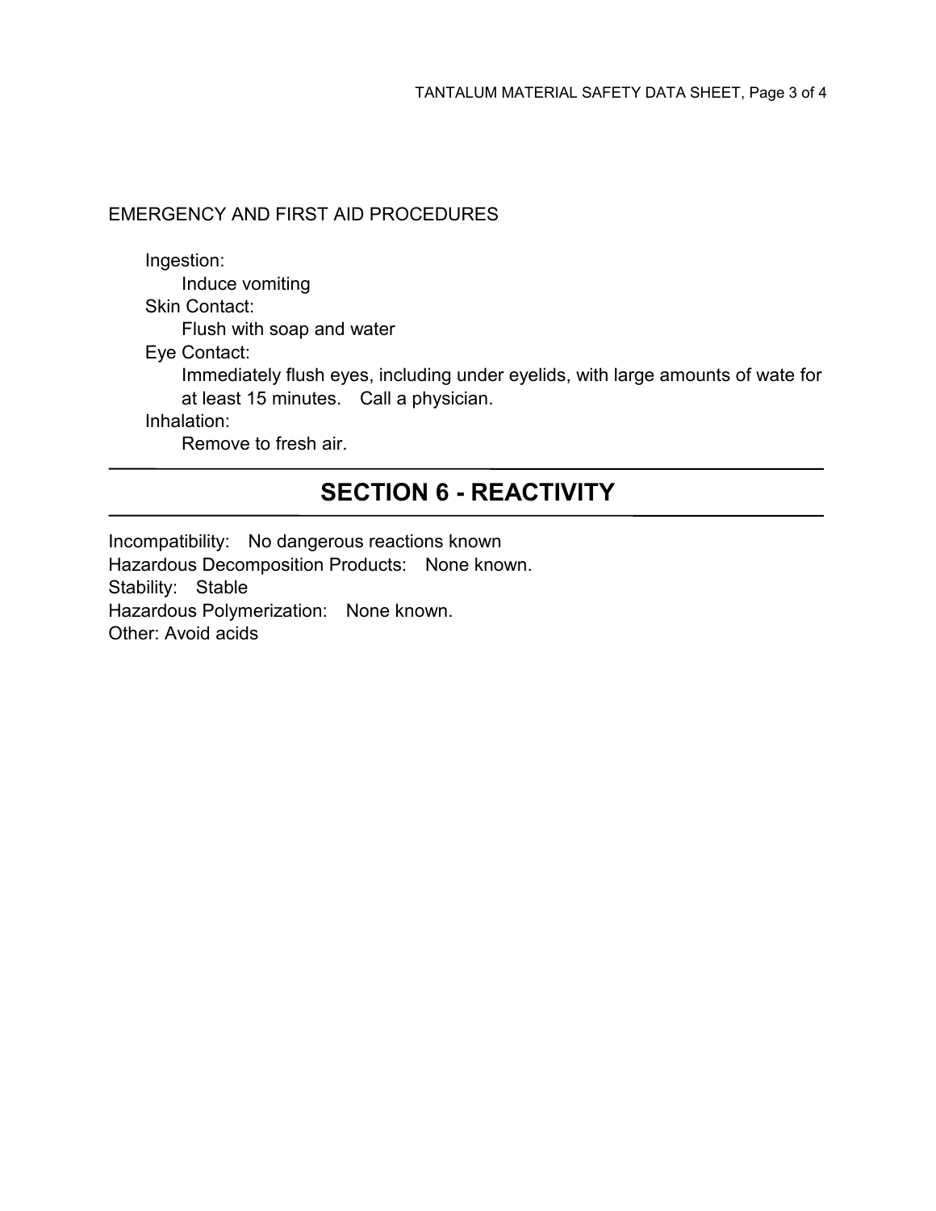EMERGENCY AND FIRST AID PROCEDURES

Ingestion:
  Induce vomiting

Skin Contact:
  Flush with soap and water

Eye Contact:
  Immediately flush eyes, including under eyelids, with large amounts of wate for at least 15 minutes. Call a physician.

Inhalation:
  Remove to fresh air.

## SECTION 6 - REACTIVITY

Incompatibility: No dangerous reactions known
Hazardous Decomposition Products: None known.
Stability: Stable
Hazardous Polymerization: None known.
Other: Avoid acids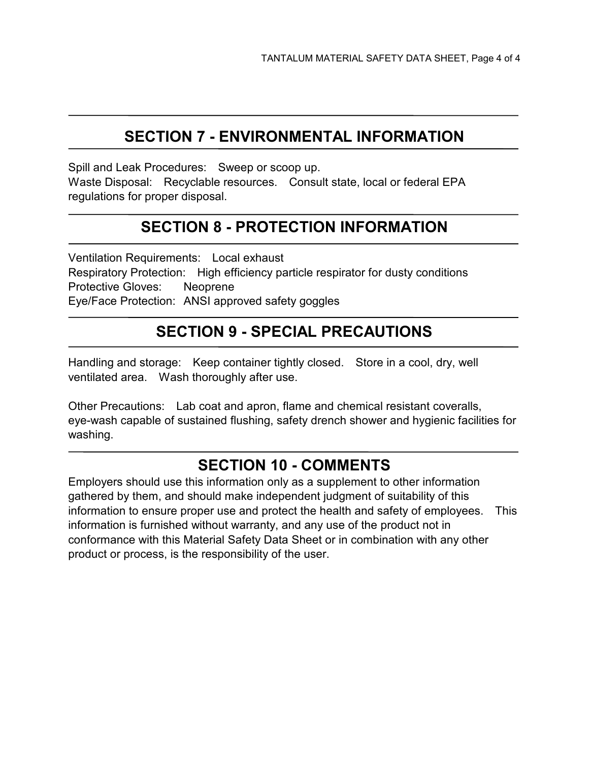## SECTION 7 - ENVIRONMENTAL INFORMATION

Spill and Leak Procedures: Sweep or scoop up.
Waste Disposal: Recyclable resources. Consult state, local or federal EPA regulations for proper disposal.

## SECTION 8 - PROTECTION INFORMATION

Ventilation Requirements: Local exhaust
Respiratory Protection: High efficiency particle respirator for dusty conditions
Protective Gloves: Neoprene
Eye/Face Protection: ANSI approved safety goggles

## SECTION 9 - SPECIAL PRECAUTIONS

Handling and storage: Keep container tightly closed. Store in a cool, dry, well ventilated area. Wash thoroughly after use.

Other Precautions: Lab coat and apron, flame and chemical resistant coveralls, eye-wash capable of sustained flushing, safety drench shower and hygienic facilities for washing.

## SECTION 10 - COMMENTS

Employers should use this information only as a supplement to other information gathered by them, and should make independent judgment of suitability of this information to ensure proper use and protect the health and safety of employees. This information is furnished without warranty, and any use of the product not in conformance with this Material Safety Data Sheet or in combination with any other product or process, is the responsibility of the user.